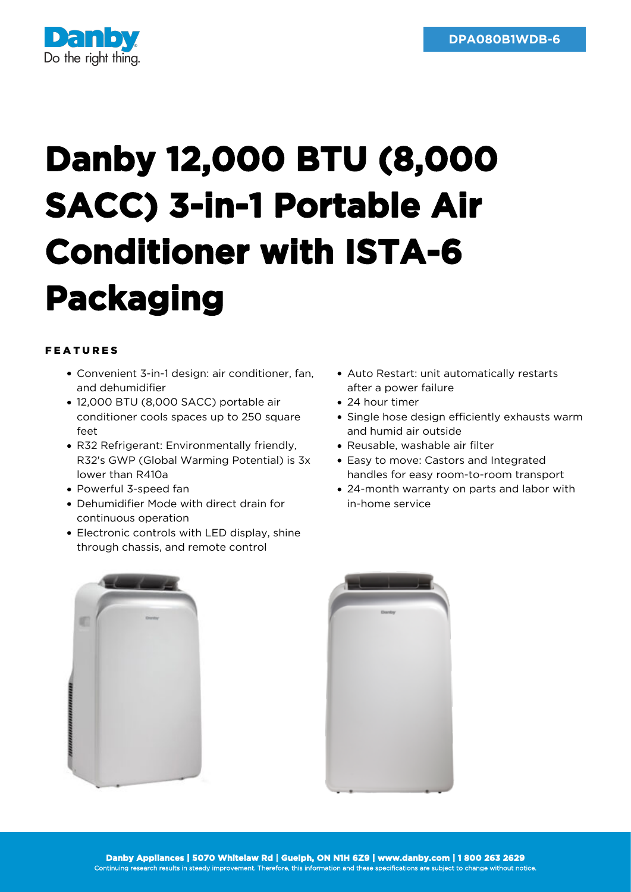DPA080B1WDB-6

# Danby 12,000 BTU (8,000 SACC) 3-in-1 Portable Air Conditioner with ISTA-6 Packaging

## FEATURES

- Convenient 3-in-1 design: air conditioner, fan, and dehumidifier
- 12,000 BTU (8,000 SACC) portable air conditioner cools spaces up to 250 square feet
- R32 Refrigerant: Environmentally friendly, R32's GWP (Global Warming Potential) is 3x lower than R410a
- Powerful 3-speed fan
- Dehumidifier Mode with direct drain for continuous operation
- Electronic controls with LED display, shine through chassis, and remote control
- Auto Restart: unit automatically restarts after a power failure
- 24 hour timer
- Single hose design efficiently exhausts warm and humid air outside
- Reusable, washable air filter
- Easy to move: Castors and Integrated handles for easy room-to-room transport
- 24-month warranty on parts and labor with in-home service

Danby Appliances | 5070 Whitelaw Rd | Guelph, ON N1H 6Z9 | www.danby.com | 1 800 263 2629
Continuing research results in steady improvement. Therefore, this information and these specifications are subject to change without notice.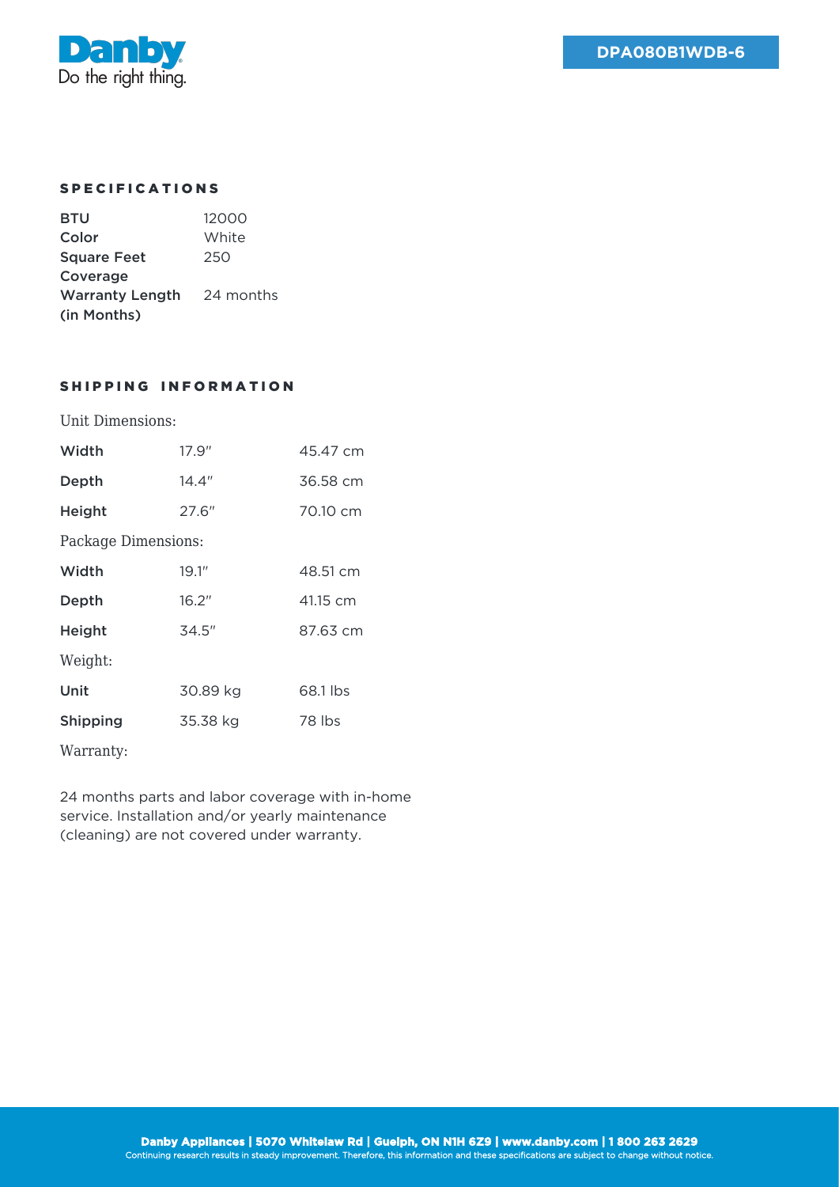Danby
Do the right thing.

DPA080B1WDB-6

## SPECIFICATIONS

| | |
|---|---|
| **BTU** | 12000 |
| **Color** | White |
| **Square Feet Coverage** | 250 |
| **Warranty Length (in Months)** | 24 months |

## SHIPPING INFORMATION

Unit Dimensions:

| | | |
|---|---|---|
| **Width** | 17.9" | 45.47 cm |
| **Depth** | 14.4" | 36.58 cm |
| **Height** | 27.6" | 70.10 cm |

Package Dimensions:

| | | |
|---|---|---|
| **Width** | 19.1" | 48.51 cm |
| **Depth** | 16.2" | 41.15 cm |
| **Height** | 34.5" | 87.63 cm |

Weight:

| | | |
|---|---|---|
| **Unit** | 30.89 kg | 68.1 lbs |
| **Shipping** | 35.38 kg | 78 lbs |

Warranty:

24 months parts and labor coverage with in-home service. Installation and/or yearly maintenance (cleaning) are not covered under warranty.

**Danby Appliances | 5070 Whitelaw Rd | Guelph, ON N1H 6Z9 | www.danby.com | 1 800 263 2629**
Continuing research results in steady improvement. Therefore, this information and these specifications are subject to change without notice.